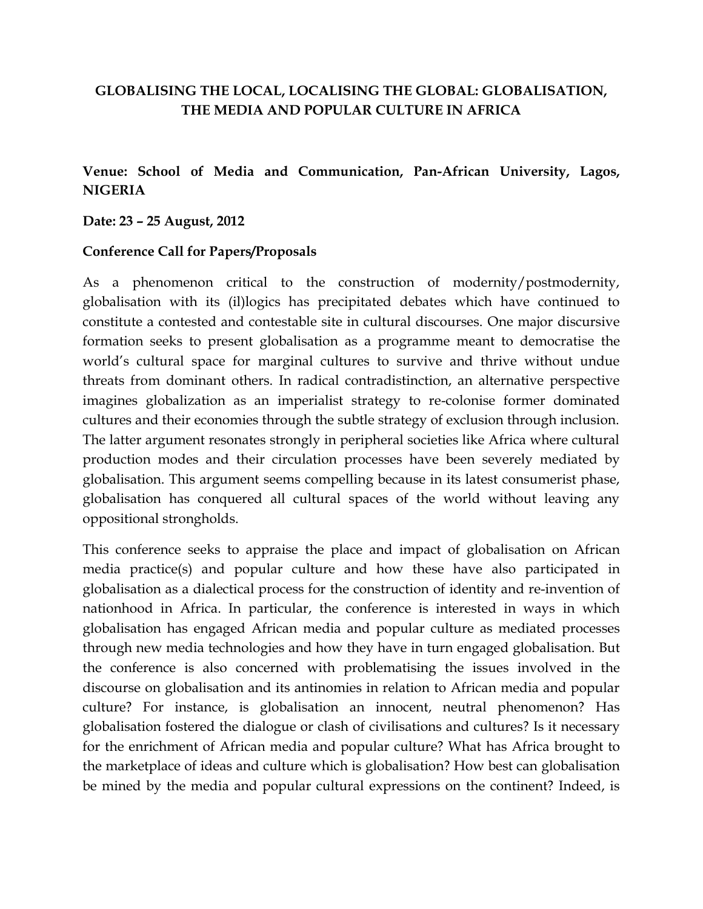# GLOBALISING THE LOCAL, LOCALISING THE GLOBAL: GLOBALISATION, THE MEDIA AND POPULAR CULTURE IN AFRICA

**Venue: School of Media and Communication, Pan-African University, Lagos, NIGERIA**

**Date: 23 – 25 August, 2012**

**Conference Call for Papers/Proposals**

As a phenomenon critical to the construction of modernity/postmodernity, globalisation with its (il)logics has precipitated debates which have continued to constitute a contested and contestable site in cultural discourses. One major discursive formation seeks to present globalisation as a programme meant to democratise the world's cultural space for marginal cultures to survive and thrive without undue threats from dominant others. In radical contradistinction, an alternative perspective imagines globalization as an imperialist strategy to re-colonise former dominated cultures and their economies through the subtle strategy of exclusion through inclusion. The latter argument resonates strongly in peripheral societies like Africa where cultural production modes and their circulation processes have been severely mediated by globalisation. This argument seems compelling because in its latest consumerist phase, globalisation has conquered all cultural spaces of the world without leaving any oppositional strongholds.

This conference seeks to appraise the place and impact of globalisation on African media practice(s) and popular culture and how these have also participated in globalisation as a dialectical process for the construction of identity and re-invention of nationhood in Africa. In particular, the conference is interested in ways in which globalisation has engaged African media and popular culture as mediated processes through new media technologies and how they have in turn engaged globalisation. But the conference is also concerned with problematising the issues involved in the discourse on globalisation and its antinomies in relation to African media and popular culture? For instance, is globalisation an innocent, neutral phenomenon? Has globalisation fostered the dialogue or clash of civilisations and cultures? Is it necessary for the enrichment of African media and popular culture? What has Africa brought to the marketplace of ideas and culture which is globalisation? How best can globalisation be mined by the media and popular cultural expressions on the continent? Indeed, is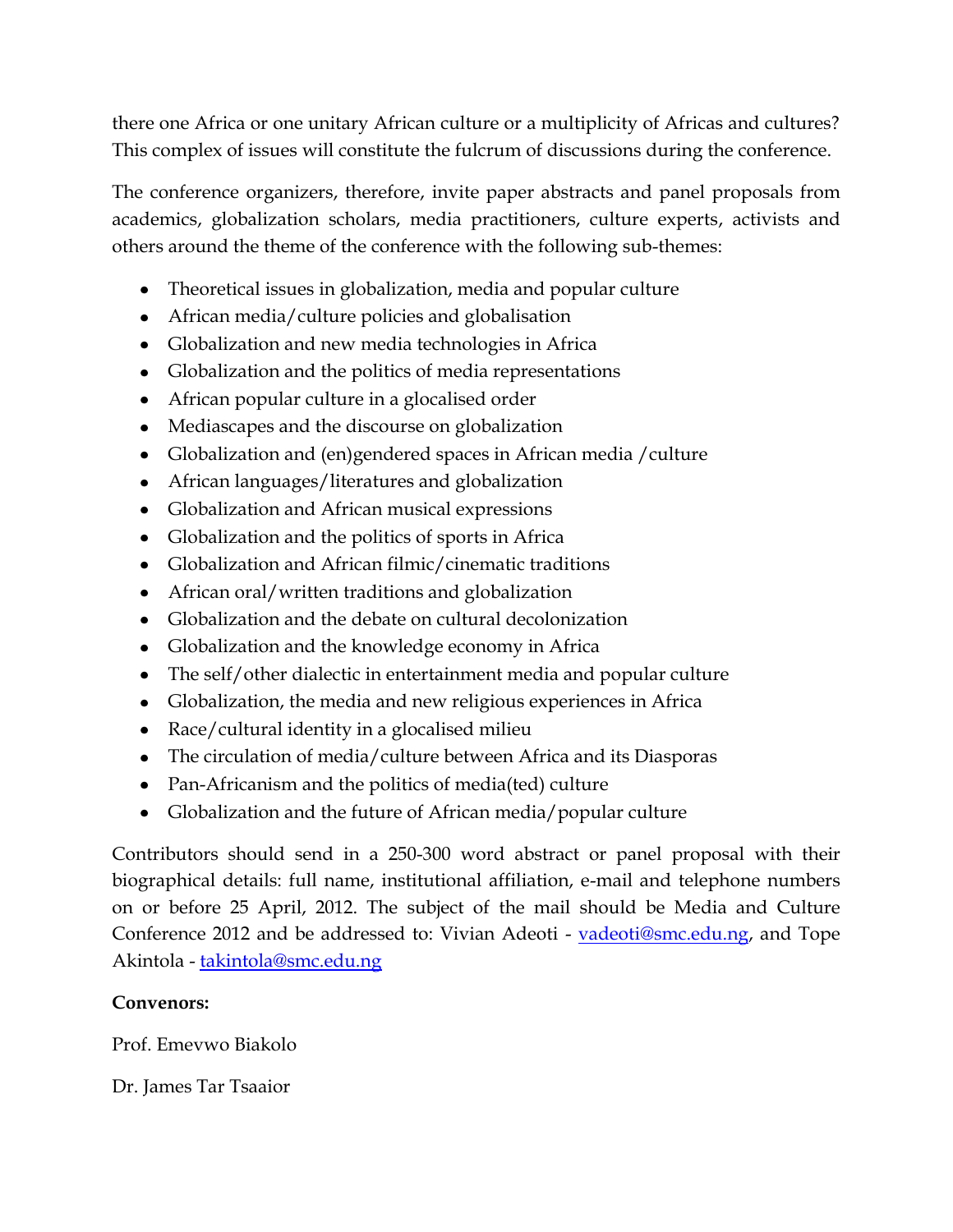there one Africa or one unitary African culture or a multiplicity of Africas and cultures? This complex of issues will constitute the fulcrum of discussions during the conference.

The conference organizers, therefore, invite paper abstracts and panel proposals from academics, globalization scholars, media practitioners, culture experts, activists and others around the theme of the conference with the following sub-themes:

- Theoretical issues in globalization, media and popular culture
- African media/culture policies and globalisation
- Globalization and new media technologies in Africa
- Globalization and the politics of media representations
- African popular culture in a glocalised order
- Mediascapes and the discourse on globalization
- Globalization and (en)gendered spaces in African media /culture
- African languages/literatures and globalization
- Globalization and African musical expressions
- Globalization and the politics of sports in Africa
- Globalization and African filmic/cinematic traditions
- African oral/written traditions and globalization
- Globalization and the debate on cultural decolonization
- Globalization and the knowledge economy in Africa
- The self/other dialectic in entertainment media and popular culture
- Globalization, the media and new religious experiences in Africa
- Race/cultural identity in a glocalised milieu
- The circulation of media/culture between Africa and its Diasporas
- Pan-Africanism and the politics of media(ted) culture
- Globalization and the future of African media/popular culture

Contributors should send in a 250-300 word abstract or panel proposal with their biographical details: full name, institutional affiliation, e-mail and telephone numbers on or before 25 April, 2012. The subject of the mail should be Media and Culture Conference 2012 and be addressed to: Vivian Adeoti - vadeoti@smc.edu.ng, and Tope Akintola - takintola@smc.edu.ng

**Convenors:**

Prof. Emevwo Biakolo

Dr. James Tar Tsaaior